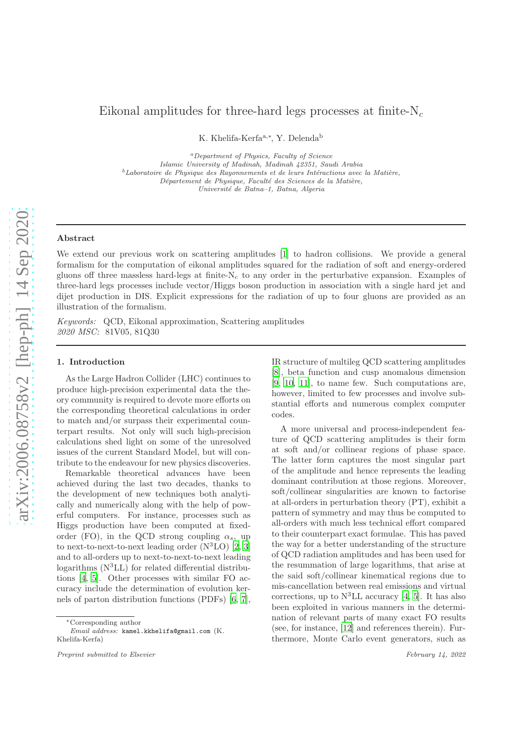# Eikonal amplitudes for three-hard legs processes at finite-$N_c$

K. Khelifa-Kerfa[a,*], Y. Delenda[b]

[a] *Department of Physics, Faculty of Science*
*Islamic University of Madinah, Madinah 42351, Saudi Arabia*

[b] *Laboratoire de Physique des Rayonnements et de leurs Intéractions avec la Matière,*
*Département de Physique, Faculté des Sciences de la Matière,*
*Université de Batna–1, Batna, Algeria*

## Abstract

We extend our previous work on scattering amplitudes [1] to hadron collisions. We provide a general formalism for the computation of eikonal amplitudes squared for the radiation of soft and energy-ordered gluons off three massless hard-legs at finite-$N_c$ to any order in the perturbative expansion. Examples of three-hard legs processes include vector/Higgs boson production in association with a single hard jet and dijet production in DIS. Explicit expressions for the radiation of up to four gluons are provided as an illustration of the formalism.

*Keywords:* QCD, Eikonal approximation, Scattering amplitudes
*2020 MSC:* 81V05, 81Q30

## 1. Introduction

As the Large Hadron Collider (LHC) continues to produce high-precision experimental data the theory community is required to devote more efforts on the corresponding theoretical calculations in order to match and/or surpass their experimental counterpart results. Not only will such high-precision calculations shed light on some of the unresolved issues of the current Standard Model, but will contribute to the endeavour for new physics discoveries.

Remarkable theoretical advances have been achieved during the last two decades, thanks to the development of new techniques both analytically and numerically along with the help of powerful computers. For instance, processes such as Higgs production have been computed at fixed-order (FO), in the QCD strong coupling $\alpha_s$, up to next-to-next-to leading order ($\mathrm{N^3LO}$) [2, 3] and to all-orders up to next-to-next-to leading logarithms ($\mathrm{N^3LL}$) for related differential distributions [4, 5]. Other processes with similar FO accuracy include the determination of evolution kernels of parton distribution functions (PDFs) [6, 7], IR structure of multileg QCD scattering amplitudes [8], beta function and cusp anomalous dimension [9, 10, 11], to name few. Such computations are, however, limited to few processes and involve substantial efforts and numerous complex computer codes.

A more universal and process-independent feature of QCD scattering amplitudes is their form at soft and/or collinear regions of phase space. The latter form captures the most singular part of the amplitude and hence represents the leading dominant contribution at those regions. Moreover, soft/collinear singularities are known to factorise at all-orders in perturbation theory (PT), exhibit a pattern of symmetry and may thus be computed to all-orders with much less technical effort compared to their counterpart exact formulae. This has paved the way for a better understanding of the structure of QCD radiation amplitudes and has been used for the resummation of large logarithms, that arise at the said soft/collinear kinematical regions due to mis-cancellation between real emissions and virtual corrections, up to $\mathrm{N^3LL}$ accuracy [4, 5]. It has also been exploited in various manners in the determination of relevant parts of many exact FO results (see, for instance, [12] and references therein). Furthermore, Monte Carlo event generators, such as

*Corresponding author
*Email address:* kamel.kkhelifa@gmail.com (K. Khelifa-Kerfa)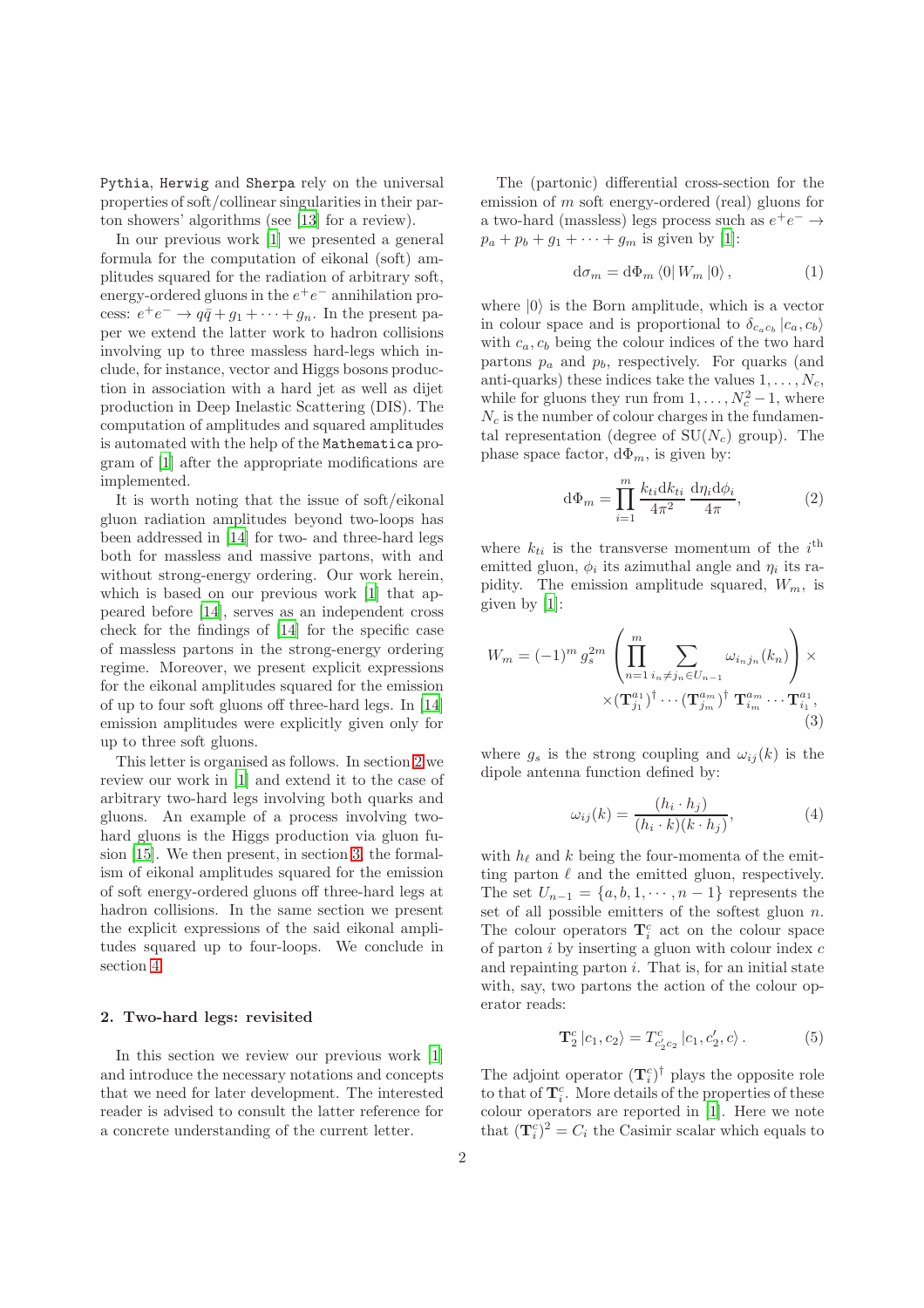Pythia, Herwig and Sherpa rely on the universal properties of soft/collinear singularities in their parton showers' algorithms (see [13] for a review).

In our previous work [1] we presented a general formula for the computation of eikonal (soft) amplitudes squared for the radiation of arbitrary soft, energy-ordered gluons in the $e^+e^-$ annihilation process: $e^+e^- \to q\bar{q} + g_1 + \cdots + g_n$. In the present paper we extend the latter work to hadron collisions involving up to three massless hard-legs which include, for instance, vector and Higgs bosons production in association with a hard jet as well as dijet production in Deep Inelastic Scattering (DIS). The computation of amplitudes and squared amplitudes is automated with the help of the Mathematica program of [1] after the appropriate modifications are implemented.

It is worth noting that the issue of soft/eikonal gluon radiation amplitudes beyond two-loops has been addressed in [14] for two- and three-hard legs both for massless and massive partons, with and without strong-energy ordering. Our work herein, which is based on our previous work [1] that appeared before [14], serves as an independent cross check for the findings of [14] for the specific case of massless partons in the strong-energy ordering regime. Moreover, we present explicit expressions for the eikonal amplitudes squared for the emission of up to four soft gluons off three-hard legs. In [14] emission amplitudes were explicitly given only for up to three soft gluons.

This letter is organised as follows. In section 2 we review our work in [1] and extend it to the case of arbitrary two-hard legs involving both quarks and gluons. An example of a process involving two-hard gluons is the Higgs production via gluon fusion [15]. We then present, in section 3, the formalism of eikonal amplitudes squared for the emission of soft energy-ordered gluons off three-hard legs at hadron collisions. In the same section we present the explicit expressions of the said eikonal amplitudes squared up to four-loops. We conclude in section 4.

## 2. Two-hard legs: revisited

In this section we review our previous work [1] and introduce the necessary notations and concepts that we need for later development. The interested reader is advised to consult the latter reference for a concrete understanding of the current letter.

The (partonic) differential cross-section for the emission of $m$ soft energy-ordered (real) gluons for a two-hard (massless) legs process such as $e^+e^- \to p_a + p_b + g_1 + \cdots + g_m$ is given by [1]:

$$\mathrm{d}\sigma_m = \mathrm{d}\Phi_m \, \langle 0 | \, W_m \, | 0 \rangle \,, \tag{1}$$

where $|0\rangle$ is the Born amplitude, which is a vector in colour space and is proportional to $\delta_{c_a c_b} \, |c_a, c_b\rangle$ with $c_a, c_b$ being the colour indices of the two hard partons $p_a$ and $p_b$, respectively. For quarks (and anti-quarks) these indices take the values $1, \ldots, N_c$, while for gluons they run from $1, \ldots, N_c^2 - 1$, where $N_c$ is the number of colour charges in the fundamental representation (degree of SU($N_c$) group). The phase space factor, $\mathrm{d}\Phi_m$, is given by:

$$\mathrm{d}\Phi_m = \prod_{i=1}^{m} \frac{k_{ti} \mathrm{d}k_{ti}}{4\pi^2} \, \frac{\mathrm{d}\eta_i \mathrm{d}\phi_i}{4\pi}, \tag{2}$$

where $k_{ti}$ is the transverse momentum of the $i^{\text{th}}$ emitted gluon, $\phi_i$ its azimuthal angle and $\eta_i$ its rapidity. The emission amplitude squared, $W_m$, is given by [1]:

$$W_m = (-1)^m \, g_s^{2m} \left( \prod_{n=1}^{m} \sum_{i_n \neq j_n \in U_{n-1}} \omega_{i_n j_n}(k_n) \right) \times \\ \times (\mathbf{T}_{j_1}^{a_1})^\dagger \cdots (\mathbf{T}_{j_m}^{a_m})^\dagger \; \mathbf{T}_{i_m}^{a_m} \cdots \mathbf{T}_{i_1}^{a_1}, \tag{3}$$

where $g_s$ is the strong coupling and $\omega_{ij}(k)$ is the dipole antenna function defined by:

$$\omega_{ij}(k) = \frac{(h_i \cdot h_j)}{(h_i \cdot k)(k \cdot h_j)}, \tag{4}$$

with $h_\ell$ and $k$ being the four-momenta of the emitting parton $\ell$ and the emitted gluon, respectively. The set $U_{n-1} = \{a, b, 1, \cdots, n-1\}$ represents the set of all possible emitters of the softest gluon $n$. The colour operators $\mathbf{T}_i^c$ act on the colour space of parton $i$ by inserting a gluon with colour index $c$ and repainting parton $i$. That is, for an initial state with, say, two partons the action of the colour operator reads:

$$\mathbf{T}_2^c \, |c_1, c_2\rangle = T_{c_2' c_2}^c \, |c_1, c_2', c\rangle \,. \tag{5}$$

The adjoint operator $(\mathbf{T}_i^c)^\dagger$ plays the opposite role to that of $\mathbf{T}_i^c$. More details of the properties of these colour operators are reported in [1]. Here we note that $(\mathbf{T}_i^c)^2 = C_i$ the Casimir scalar which equals to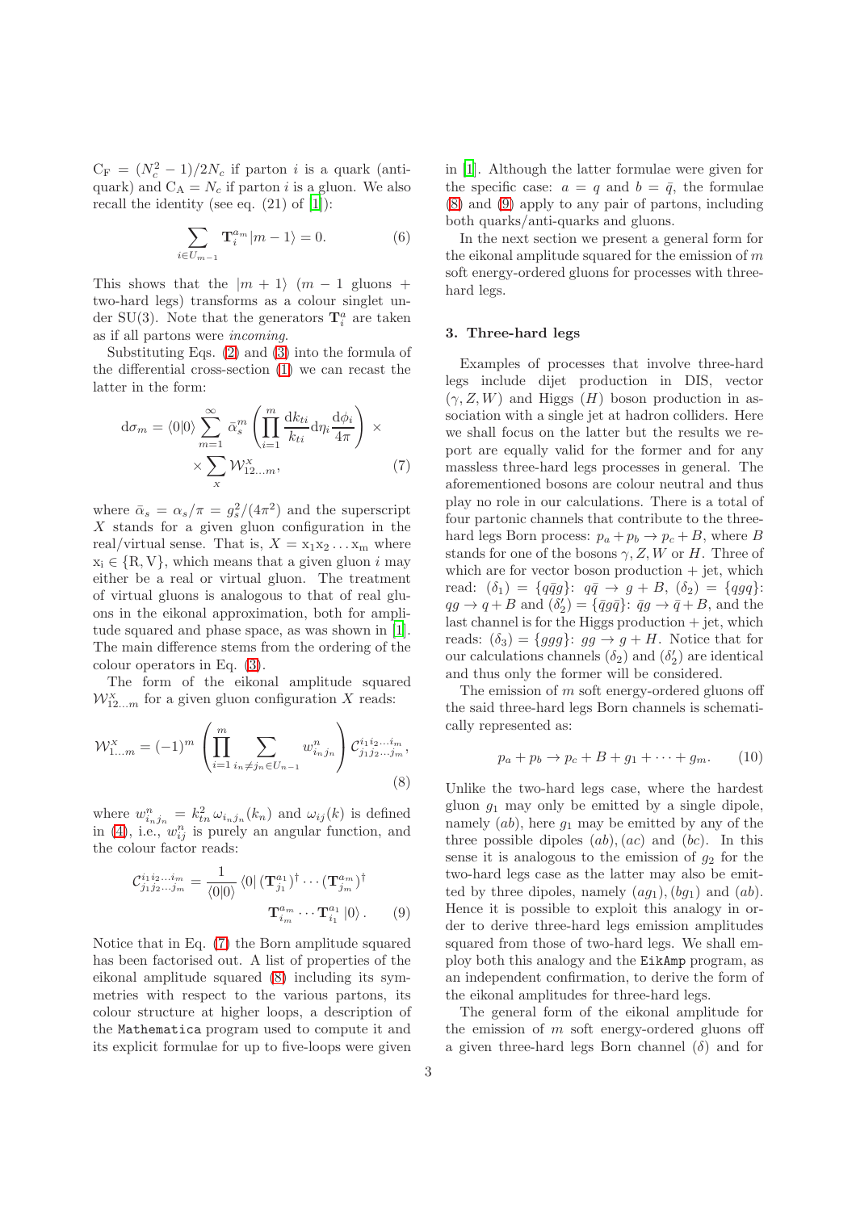$C_F = (N_c^2-1)/2N_c$ if parton $i$ is a quark (anti-quark) and $C_A = N_c$ if parton $i$ is a gluon. We also recall the identity (see eq. (21) of [1]):

$$\sum_{i\in U_{m-1}} \mathbf{T}_i^{a_m} |m-1\rangle = 0. \tag{6}$$

This shows that the $|m+1\rangle$ ($m-1$ gluons + two-hard legs) transforms as a colour singlet under SU(3). Note that the generators $\mathbf{T}_i^a$ are taken as if all partons were *incoming*.

Substituting Eqs. (2) and (3) into the formula of the differential cross-section (1) we can recast the latter in the form:

$$\mathrm{d}\sigma_m = \langle 0|0\rangle \sum_{m=1}^{\infty} \bar{\alpha}_s^m \left(\prod_{i=1}^{m} \frac{\mathrm{d}k_{ti}}{k_{ti}} \mathrm{d}\eta_i \frac{\mathrm{d}\phi_i}{4\pi}\right) \times \times \sum_X \mathcal{W}_{12\dots m}^{X}, \tag{7}$$

where $\bar{\alpha}_s = \alpha_s/\pi = g_s^2/(4\pi^2)$ and the superscript $X$ stands for a given gluon configuration in the real/virtual sense. That is, $X = \mathrm{x}_1\mathrm{x}_2\dots\mathrm{x}_\mathrm{m}$ where $\mathrm{x}_\mathrm{i}\in\{\mathrm{R},\mathrm{V}\}$, which means that a given gluon $i$ may either be a real or virtual gluon. The treatment of virtual gluons is analogous to that of real gluons in the eikonal approximation, both for amplitude squared and phase space, as was shown in [1]. The main difference stems from the ordering of the colour operators in Eq. (3).

The form of the eikonal amplitude squared $\mathcal{W}_{12\dots m}^{X}$ for a given gluon configuration $X$ reads:

$$\mathcal{W}_{1\dots m}^{X} = (-1)^m \left(\prod_{i=1}^{m} \sum_{i_n\neq j_n \in U_{n-1}} w_{i_n j_n}^{n}\right) \mathcal{C}_{j_1 j_2\dots j_m}^{i_1 i_2\dots i_m}, \tag{8}$$

where $w_{i_n j_n}^{n} = k_{tn}^2\, \omega_{i_n j_n}(k_n)$ and $\omega_{ij}(k)$ is defined in (4), i.e., $w_{ij}^{n}$ is purely an angular function, and the colour factor reads:

$$\mathcal{C}_{j_1 j_2\dots j_m}^{i_1 i_2\dots i_m} = \frac{1}{\langle 0|0\rangle} \langle 0| (\mathbf{T}_{j_1}^{a_1})^\dagger \cdots (\mathbf{T}_{j_m}^{a_m})^\dagger \mathbf{T}_{i_m}^{a_m} \cdots \mathbf{T}_{i_1}^{a_1} |0\rangle. \tag{9}$$

Notice that in Eq. (7) the Born amplitude squared has been factorised out. A list of properties of the eikonal amplitude squared (8) including its symmetries with respect to the various partons, its colour structure at higher loops, a description of the `Mathematica` program used to compute it and its explicit formulae for up to five-loops were given in [1]. Although the latter formulae were given for the specific case: $a = q$ and $b = \bar{q}$, the formulae (8) and (9) apply to any pair of partons, including both quarks/anti-quarks and gluons.

In the next section we present a general form for the eikonal amplitude squared for the emission of $m$ soft energy-ordered gluons for processes with three-hard legs.

## 3. Three-hard legs

Examples of processes that involve three-hard legs include dijet production in DIS, vector ($\gamma, Z, W$) and Higgs ($H$) boson production in association with a single jet at hadron colliders. Here we shall focus on the latter but the results we report are equally valid for the former and for any massless three-hard legs processes in general. The aforementioned bosons are colour neutral and thus play no role in our calculations. There is a total of four partonic channels that contribute to the three-hard legs Born process: $p_a + p_b \to p_c + B$, where $B$ stands for one of the bosons $\gamma, Z, W$ or $H$. Three of which are for vector boson production + jet, which read: $(\delta_1) = \{q\bar{q}g\}$: $q\bar{q}\to g+B$, $(\delta_2) = \{qgq\}$: $qg \to q + B$ and $(\delta_2') = \{\bar{q}g\bar{q}\}$: $\bar{q}g\to\bar{q}+B$, and the last channel is for the Higgs production + jet, which reads: $(\delta_3) = \{ggg\}$: $gg \to g + H$. Notice that for our calculations channels $(\delta_2)$ and $(\delta_2')$ are identical and thus only the former will be considered.

The emission of $m$ soft energy-ordered gluons off the said three-hard legs Born channels is schematically represented as:

$$p_a + p_b \to p_c + B + g_1 + \cdots + g_m. \tag{10}$$

Unlike the two-hard legs case, where the hardest gluon $g_1$ may only be emitted by a single dipole, namely $(ab)$, here $g_1$ may be emitted by any of the three possible dipoles $(ab)$, $(ac)$ and $(bc)$. In this sense it is analogous to the emission of $g_2$ for the two-hard legs case as the latter may also be emitted by three dipoles, namely $(ag_1)$, $(bg_1)$ and $(ab)$. Hence it is possible to exploit this analogy in order to derive three-hard legs emission amplitudes squared from those of two-hard legs. We shall employ both this analogy and the `EikAmp` program, as an independent confirmation, to derive the form of the eikonal amplitudes for three-hard legs.

The general form of the eikonal amplitude for the emission of $m$ soft energy-ordered gluons off a given three-hard legs Born channel $(\delta)$ and for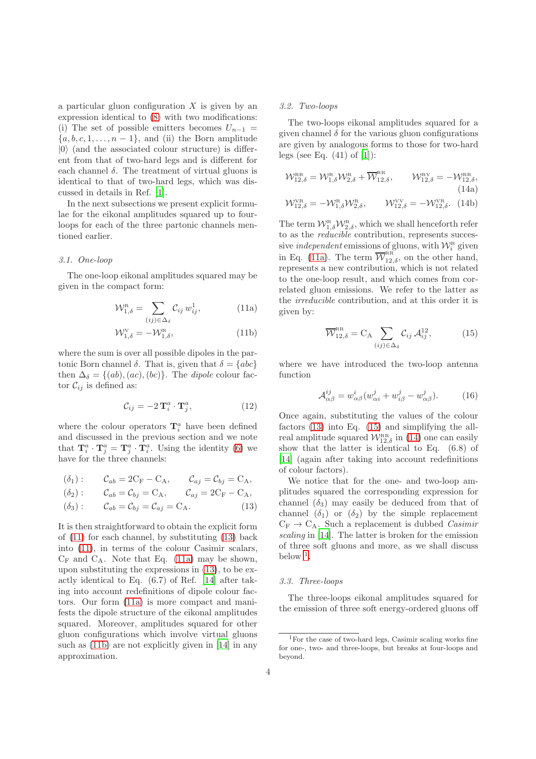a particular gluon configuration $X$ is given by an expression identical to (8) with two modifications: (i) The set of possible emitters becomes $U_{n-1} = \{a, b, c, 1, \dots, n-1\}$, and (ii) the Born amplitude $|0\rangle$ (and the associated colour structure) is different from that of two-hard legs and is different for each channel $\delta$. The treatment of virtual gluons is identical to that of two-hard legs, which was discussed in details in Ref. [1].

In the next subsections we present explicit formulae for the eikonal amplitudes squared up to four-loops for each of the three partonic channels mentioned earlier.

### 3.1. One-loop

The one-loop eikonal amplitudes squared may be given in the compact form:

$$\mathcal{W}^{\mathrm{R}}_{1,\delta} = \sum_{(ij)\in\Delta_\delta} \mathcal{C}_{ij}\, w^1_{ij}, \tag{11a}$$

$$\mathcal{W}^{\mathrm{V}}_{1,\delta} = -\mathcal{W}^{\mathrm{R}}_{1,\delta}, \tag{11b}$$

where the sum is over all possible dipoles in the partonic Born channel $\delta$. That is, given that $\delta = \{abc\}$ then $\Delta_\delta = \{(ab), (ac), (bc)\}$. The *dipole* colour factor $\mathcal{C}_{ij}$ is defined as:

$$\mathcal{C}_{ij} = -2\, \mathbf{T}^a_i \cdot \mathbf{T}^a_j, \tag{12}$$

where the colour operators $\mathbf{T}^a_i$ have been defined and discussed in the previous section and we note that $\mathbf{T}^a_i \cdot \mathbf{T}^a_j = \mathbf{T}^a_j \cdot \mathbf{T}^a_i$. Using the identity (6) we have for the three channels:

$$\begin{aligned}
(\delta_1): &\quad \mathcal{C}_{ab} = 2\mathrm{C_F} - \mathrm{C_A}, &\quad \mathcal{C}_{aj} = \mathcal{C}_{bj} = \mathrm{C_A},\\
(\delta_2): &\quad \mathcal{C}_{ab} = \mathcal{C}_{bj} = \mathrm{C_A}, &\quad \mathcal{C}_{aj} = 2\mathrm{C_F} - \mathrm{C_A},\\
(\delta_3): &\quad \mathcal{C}_{ab} = \mathcal{C}_{bj} = \mathcal{C}_{aj} = \mathrm{C_A}.
\end{aligned} \tag{13}$$

It is then straightforward to obtain the explicit form of (11) for each channel, by substituting (13) back into (11), in terms of the colour Casimir scalars, $\mathrm{C_F}$ and $\mathrm{C_A}$. Note that Eq. (11a) may be shown, upon substituting the expressions in (13), to be exactly identical to Eq. (6.7) of Ref. [14] after taking into account redefinitions of dipole colour factors. Our form (11a) is more compact and manifests the dipole structure of the eikonal amplitudes squared. Moreover, amplitudes squared for other gluon configurations which involve virtual gluons such as (11b) are not explicitly given in [14] in any approximation.

### 3.2. Two-loops

The two-loops eikonal amplitudes squared for a given channel $\delta$ for the various gluon configurations are given by analogous forms to those for two-hard legs (see Eq. (41) of [1]):

$$\mathcal{W}^{\mathrm{RR}}_{12,\delta} = \mathcal{W}^{\mathrm{R}}_{1,\delta}\mathcal{W}^{\mathrm{R}}_{2,\delta} + \overline{\mathcal{W}}^{\mathrm{RR}}_{12,\delta}, \qquad \mathcal{W}^{\mathrm{RV}}_{12,\delta} = -\mathcal{W}^{\mathrm{RR}}_{12,\delta}, \tag{14a}$$

$$\mathcal{W}^{\mathrm{VR}}_{12,\delta} = -\mathcal{W}^{\mathrm{R}}_{1,\delta}\mathcal{W}^{\mathrm{R}}_{2,\delta}, \qquad \mathcal{W}^{\mathrm{VV}}_{12,\delta} = -\mathcal{W}^{\mathrm{VR}}_{12,\delta}. \tag{14b}$$

The term $\mathcal{W}^{\mathrm{R}}_{1,\delta}\mathcal{W}^{\mathrm{R}}_{2,\delta}$, which we shall henceforth refer to as the *reducible* contribution, represents successive *independent* emissions of gluons, with $\mathcal{W}^{\mathrm{R}}_i$ given in Eq. (11a). The term $\overline{\mathcal{W}}^{\mathrm{RR}}_{12,\delta}$, on the other hand, represents a new contribution, which is not related to the one-loop result, and which comes from correlated gluon emissions. We refer to the latter as the *irreducible* contribution, and at this order it is given by:

$$\overline{\mathcal{W}}^{\mathrm{RR}}_{12,\delta} = \mathrm{C_A} \sum_{(ij)\in\Delta_\delta} \mathcal{C}_{ij}\, \mathcal{A}^{12}_{ij}, \tag{15}$$

where we have introduced the two-loop antenna function

$$\mathcal{A}^{ij}_{\alpha\beta} = w^i_{\alpha\beta}(w^j_{\alpha i} + w^j_{i\beta} - w^j_{\alpha\beta}). \tag{16}$$

Once again, substituting the values of the colour factors (13) into Eq. (15) and simplifying the all-real amplitude squared $\mathcal{W}^{\mathrm{RR}}_{12,\delta}$ in (14) one can easily show that the latter is identical to Eq. (6.8) of [14] (again after taking into account redefinitions of colour factors).

We notice that for the one- and two-loop amplitudes squared the corresponding expression for channel $(\delta_3)$ may easily be deduced from that of channel $(\delta_1)$ or $(\delta_2)$ by the simple replacement $\mathrm{C_F} \to \mathrm{C_A}$. Such a replacement is dubbed *Casimir scaling* in [14]. The latter is broken for the emission of three soft gluons and more, as we shall discuss below [1].

### 3.3. Three-loops

The three-loops eikonal amplitudes squared for the emission of three soft energy-ordered gluons off

---

[1] For the case of two-hard legs, Casimir scaling works fine for one-, two- and three-loops, but breaks at four-loops and beyond.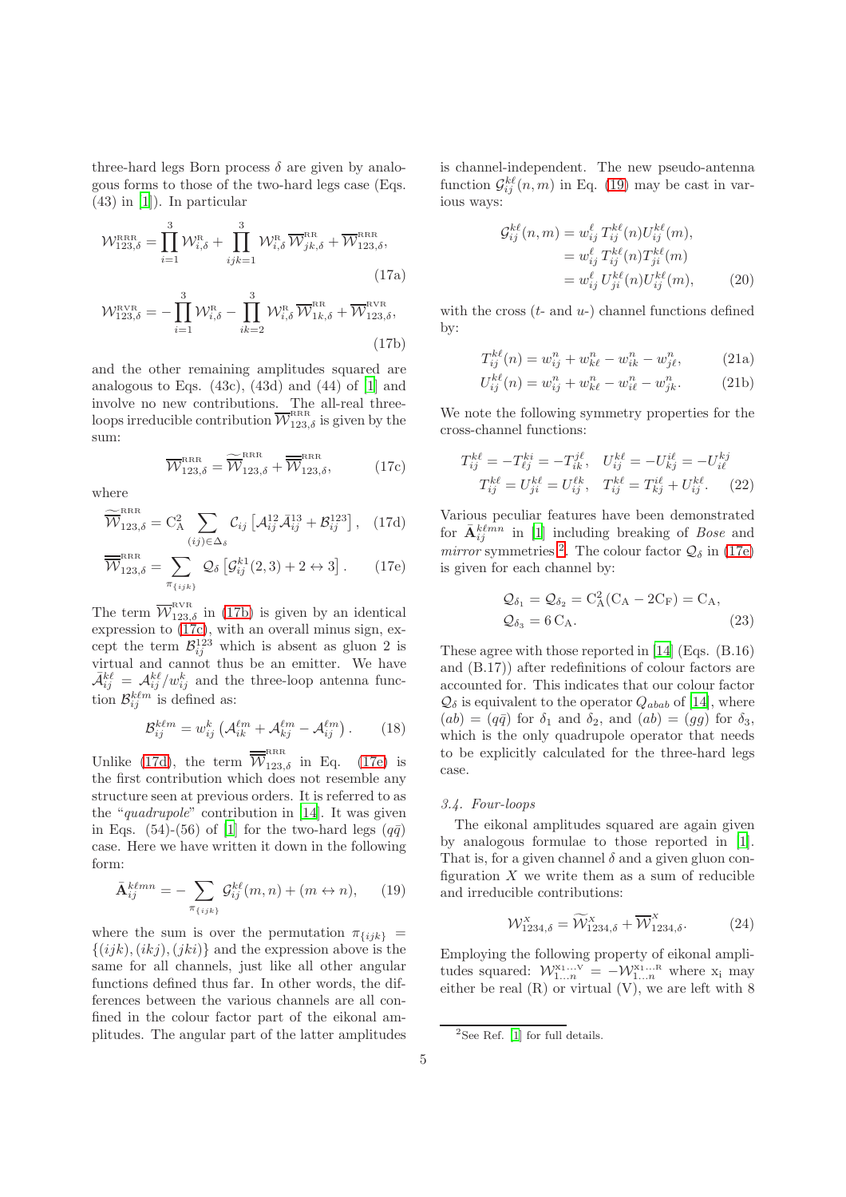three-hard legs Born process $\delta$ are given by analogous forms to those of the two-hard legs case (Eqs. (43) in [1]). In particular

$$\mathcal{W}^{\text{RRR}}_{123,\delta} = \prod_{i=1}^{3} \mathcal{W}^{\text{R}}_{i,\delta} + \prod_{ijk=1}^{3} \mathcal{W}^{\text{R}}_{i,\delta}\, \overline{\mathcal{W}}^{\text{RR}}_{jk,\delta} + \overline{\mathcal{W}}^{\text{RRR}}_{123,\delta}, \tag{17a}$$

$$\mathcal{W}^{\text{RVR}}_{123,\delta} = -\prod_{i=1}^{3} \mathcal{W}^{\text{R}}_{i,\delta} - \prod_{ik=2}^{3} \mathcal{W}^{\text{R}}_{i,\delta}\, \overline{\mathcal{W}}^{\text{RR}}_{1k,\delta} + \overline{\mathcal{W}}^{\text{RVR}}_{123,\delta}, \tag{17b}$$

and the other remaining amplitudes squared are analogous to Eqs. (43c), (43d) and (44) of [1] and involve no new contributions. The all-real three-loops irreducible contribution $\overline{\mathcal{W}}^{\text{RRR}}_{123,\delta}$ is given by the sum:

$$\overline{\mathcal{W}}^{\text{RRR}}_{123,\delta} = \widetilde{\overline{\mathcal{W}}}^{\text{RRR}}_{123,\delta} + \overline{\overline{\mathcal{W}}}^{\text{RRR}}_{123,\delta}, \tag{17c}$$

where

$$\widetilde{\overline{\mathcal{W}}}^{\text{RRR}}_{123,\delta} = \text{C}_\text{A}^2 \sum_{(ij)\in\Delta_\delta} \mathcal{C}_{ij}\left[\mathcal{A}^{12}_{ij}\bar{\mathcal{A}}^{13}_{ij} + \mathcal{B}^{123}_{ij}\right], \tag{17d}$$

$$\overline{\overline{\mathcal{W}}}^{\text{RRR}}_{123,\delta} = \sum_{\pi_{\{ijk\}}} \mathcal{Q}_\delta\left[\mathcal{G}^{k1}_{ij}(2,3) + 2 \leftrightarrow 3\right]. \tag{17e}$$

The term $\overline{\mathcal{W}}^{\text{RVR}}_{123,\delta}$ in (17b) is given by an identical expression to (17c), with an overall minus sign, except the term $\mathcal{B}^{123}_{ij}$ which is absent as gluon 2 is virtual and cannot thus be an emitter. We have $\bar{\mathcal{A}}^{k\ell}_{ij} = \mathcal{A}^{k\ell}_{ij}/w^k_{ij}$ and the three-loop antenna function $\mathcal{B}^{k\ell m}_{ij}$ is defined as:

$$\mathcal{B}^{k\ell m}_{ij} = w^k_{ij}\left(\mathcal{A}^{\ell m}_{ik} + \mathcal{A}^{\ell m}_{kj} - \mathcal{A}^{\ell m}_{ij}\right). \tag{18}$$

Unlike (17d), the term $\overline{\overline{\mathcal{W}}}^{\text{RRR}}_{123,\delta}$ in Eq. (17e) is the first contribution which does not resemble any structure seen at previous orders. It is referred to as the "*quadrupole*" contribution in [14]. It was given in Eqs. (54)-(56) of [1] for the two-hard legs ($q\bar{q}$) case. Here we have written it down in the following form:

$$\bar{\mathbf{A}}^{k\ell mn}_{ij} = -\sum_{\pi_{\{ijk\}}} \mathcal{G}^{k\ell}_{ij}(m,n) + (m \leftrightarrow n), \tag{19}$$

where the sum is over the permutation $\pi_{\{ijk\}} = \{(ijk),(ikj),(jki)\}$ and the expression above is the same for all channels, just like all other angular functions defined thus far. In other words, the differences between the various channels are all confined in the colour factor part of the eikonal amplitudes. The angular part of the latter amplitudes is channel-independent. The new pseudo-antenna function $\mathcal{G}^{k\ell}_{ij}(n,m)$ in Eq. (19) may be cast in various ways:

$$\begin{aligned}\mathcal{G}^{k\ell}_{ij}(n,m) &= w^\ell_{ij}\, T^{k\ell}_{ij}(n) U^{k\ell}_{ij}(m),\\ &= w^\ell_{ij}\, T^{k\ell}_{ij}(n) T^{k\ell}_{ji}(m)\\ &= w^\ell_{ij}\, U^{k\ell}_{ji}(n) U^{k\ell}_{ij}(m),\end{aligned} \tag{20}$$

with the cross ($t$- and $u$-) channel functions defined by:

$$T^{k\ell}_{ij}(n) = w^n_{ij} + w^n_{k\ell} - w^n_{ik} - w^n_{j\ell}, \tag{21a}$$

$$U^{k\ell}_{ij}(n) = w^n_{ij} + w^n_{k\ell} - w^n_{i\ell} - w^n_{jk}. \tag{21b}$$

We note the following symmetry properties for the cross-channel functions:

$$\begin{aligned}T^{k\ell}_{ij} = -T^{ki}_{\ell j} = -T^{j\ell}_{ik}, \quad U^{k\ell}_{ij} = -U^{i\ell}_{kj} = -U^{kj}_{i\ell}\\ T^{k\ell}_{ij} = U^{k\ell}_{ji} = U^{\ell k}_{ij}, \quad T^{k\ell}_{ij} = T^{i\ell}_{kj} + U^{k\ell}_{ij}.\end{aligned} \tag{22}$$

Various peculiar features have been demonstrated for $\bar{\mathbf{A}}^{k\ell mn}_{ij}$ in [1] including breaking of *Bose* and *mirror* symmetries[2]. The colour factor $\mathcal{Q}_\delta$ in (17e) is given for each channel by:

$$\begin{aligned}\mathcal{Q}_{\delta_1} = \mathcal{Q}_{\delta_2} &= \text{C}_\text{A}^2(\text{C}_\text{A} - 2\text{C}_\text{F}) = \text{C}_\text{A},\\ \mathcal{Q}_{\delta_3} &= 6\,\text{C}_\text{A}.\end{aligned} \tag{23}$$

These agree with those reported in [14] (Eqs. (B.16) and (B.17)) after redefinitions of colour factors are accounted for. This indicates that our colour factor $\mathcal{Q}_\delta$ is equivalent to the operator $Q_{abab}$ of [14], where $(ab) = (q\bar{q})$ for $\delta_1$ and $\delta_2$, and $(ab) = (gg)$ for $\delta_3$, which is the only quadrupole operator that needs to be explicitly calculated for the three-hard legs case.

### 3.4. Four-loops

The eikonal amplitudes squared are again given by analogous formulae to those reported in [1]. That is, for a given channel $\delta$ and a given gluon configuration $X$ we write them as a sum of reducible and irreducible contributions:

$$\mathcal{W}^{\text{X}}_{1234,\delta} = \widetilde{\mathcal{W}}^{\text{X}}_{1234,\delta} + \overline{\mathcal{W}}^{\text{X}}_{1234,\delta}. \tag{24}$$

Employing the following property of eikonal amplitudes squared: $\mathcal{W}^{\text{x}_1\ldots\text{V}}_{1\ldots n} = -\mathcal{W}^{\text{x}_1\ldots\text{R}}_{1\ldots n}$ where $\text{x}_\text{i}$ may either be real (R) or virtual (V), we are left with 8

[2] See Ref. [1] for full details.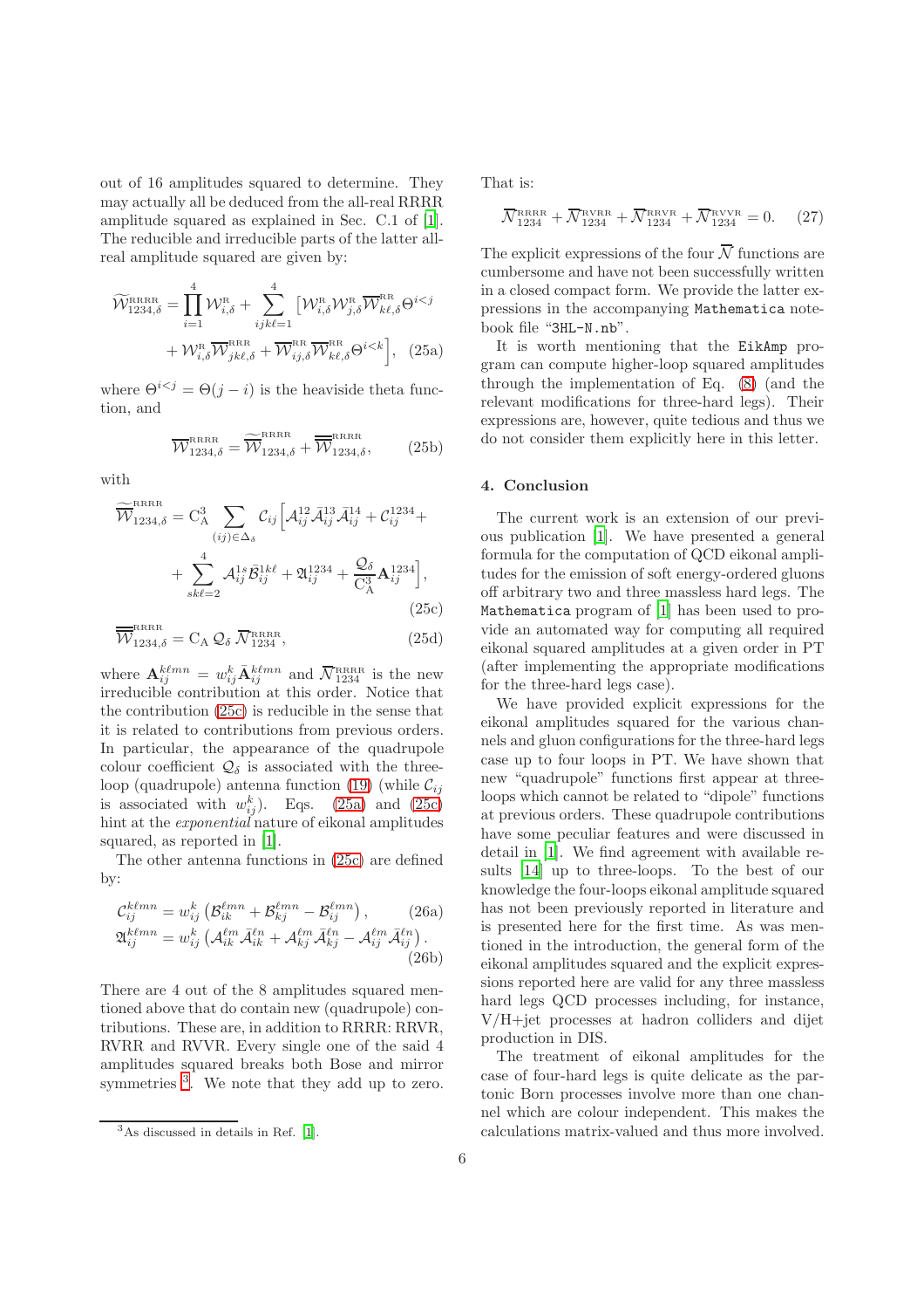out of 16 amplitudes squared to determine. They may actually all be deduced from the all-real RRRR amplitude squared as explained in Sec. C.1 of [1]. The reducible and irreducible parts of the latter all-real amplitude squared are given by:

$$
\begin{aligned}
\widetilde{\mathcal{W}}^{\text{RRRR}}_{1234,\delta} = \prod_{i=1}^{4} \mathcal{W}^{\text{R}}_{i,\delta} + \sum_{ijk\ell=1}^{4} \Big[ &\mathcal{W}^{\text{R}}_{i,\delta} \mathcal{W}^{\text{R}}_{j,\delta} \overline{\mathcal{W}}^{\text{RR}}_{k\ell,\delta} \Theta^{i<j} \\
&+ \mathcal{W}^{\text{R}}_{i,\delta} \overline{\mathcal{W}}^{\text{RRR}}_{jk\ell,\delta} + \overline{\mathcal{W}}^{\text{RR}}_{ij,\delta} \overline{\mathcal{W}}^{\text{RR}}_{k\ell,\delta} \Theta^{i<k} \Big],
\end{aligned} \tag{25a}
$$

where $\Theta^{i<j} = \Theta(j-i)$ is the heaviside theta function, and

$$
\overline{\mathcal{W}}^{\text{RRRR}}_{1234,\delta} = \widetilde{\overline{\mathcal{W}}}^{\text{RRRR}}_{1234,\delta} + \overline{\overline{\mathcal{W}}}^{\text{RRRR}}_{1234,\delta}, \tag{25b}
$$

with

$$
\begin{aligned}
\widetilde{\overline{\mathcal{W}}}^{\text{RRRR}}_{1234,\delta} = \mathrm{C}_{\mathrm{A}}^{3} \sum_{(ij)\in\Delta_\delta} \mathcal{C}_{ij} \Big[ &\mathcal{A}^{12}_{ij} \bar{\mathcal{A}}^{13}_{ij} \bar{\mathcal{A}}^{14}_{ij} + \mathcal{C}^{1234}_{ij} + \\
&+ \sum_{sk\ell=2}^{4} \mathcal{A}^{1s}_{ij} \bar{\mathcal{B}}^{1k\ell}_{ij} + \mathfrak{A}^{1234}_{ij} + \frac{\mathcal{Q}_\delta}{\mathrm{C}_{\mathrm{A}}^{3}} \mathbf{A}^{1234}_{ij} \Big],
\end{aligned} \tag{25c}
$$

$$
\overline{\overline{\mathcal{W}}}^{\text{RRRR}}_{1234,\delta} = \mathrm{C}_{\mathrm{A}}\, \mathcal{Q}_\delta\, \overline{\mathcal{N}}^{\text{RRRR}}_{1234}, \tag{25d}
$$

where $\mathbf{A}^{k\ell mn}_{ij} = w^{k}_{ij} \bar{\mathbf{A}}^{k\ell mn}_{ij}$ and $\overline{\mathcal{N}}^{\text{RRRR}}_{1234}$ is the new irreducible contribution at this order. Notice that the contribution (25c) is reducible in the sense that it is related to contributions from previous orders. In particular, the appearance of the quadrupole colour coefficient $\mathcal{Q}_\delta$ is associated with the three-loop (quadrupole) antenna function (19) (while $\mathcal{C}_{ij}$ is associated with $w^{k}_{ij}$). Eqs. (25a) and (25c) hint at the *exponential* nature of eikonal amplitudes squared, as reported in [1].

The other antenna functions in (25c) are defined by:

$$
\mathcal{C}^{k\ell mn}_{ij} = w^{k}_{ij} \left( \mathcal{B}^{\ell mn}_{ik} + \mathcal{B}^{\ell mn}_{kj} - \mathcal{B}^{\ell mn}_{ij} \right), \tag{26a}
$$

$$
\mathfrak{A}^{k\ell mn}_{ij} = w^{k}_{ij} \left( \mathcal{A}^{\ell m}_{ik} \bar{\mathcal{A}}^{\ell n}_{ik} + \mathcal{A}^{\ell m}_{kj} \bar{\mathcal{A}}^{\ell n}_{kj} - \mathcal{A}^{\ell m}_{ij} \bar{\mathcal{A}}^{\ell n}_{ij} \right). \tag{26b}
$$

There are 4 out of the 8 amplitudes squared mentioned above that do contain new (quadrupole) contributions. These are, in addition to RRRR: RRVR, RVRR and RVVR. Every single one of the said 4 amplitudes squared breaks both Bose and mirror symmetries [3]. We note that they add up to zero. That is:

$$
\overline{\mathcal{N}}^{\text{RRRR}}_{1234} + \overline{\mathcal{N}}^{\text{RVRR}}_{1234} + \overline{\mathcal{N}}^{\text{RRVR}}_{1234} + \overline{\mathcal{N}}^{\text{RVVR}}_{1234} = 0. \tag{27}
$$

The explicit expressions of the four $\overline{\mathcal{N}}$ functions are cumbersome and have not been successfully written in a closed compact form. We provide the latter expressions in the accompanying `Mathematica` notebook file "3HL-N.nb".

It is worth mentioning that the `EikAmp` program can compute higher-loop squared amplitudes through the implementation of Eq. (8) (and the relevant modifications for three-hard legs). Their expressions are, however, quite tedious and thus we do not consider them explicitly here in this letter.

[3] As discussed in details in Ref. [1].

## 4. Conclusion

The current work is an extension of our previous publication [1]. We have presented a general formula for the computation of QCD eikonal amplitudes for the emission of soft energy-ordered gluons off arbitrary two and three massless hard legs. The `Mathematica` program of [1] has been used to provide an automated way for computing all required eikonal squared amplitudes at a given order in PT (after implementing the appropriate modifications for the three-hard legs case).

We have provided explicit expressions for the eikonal amplitudes squared for the various channels and gluon configurations for the three-hard legs case up to four loops in PT. We have shown that new "quadrupole" functions first appear at three-loops which cannot be related to "dipole" functions at previous orders. These quadrupole contributions have some peculiar features and were discussed in detail in [1]. We find agreement with available results [14] up to three-loops. To the best of our knowledge the four-loops eikonal amplitude squared has not been previously reported in literature and is presented here for the first time. As was mentioned in the introduction, the general form of the eikonal amplitudes squared and the explicit expressions reported here are valid for any three massless hard legs QCD processes including, for instance, V/H+jet processes at hadron colliders and dijet production in DIS.

The treatment of eikonal amplitudes for the case of four-hard legs is quite delicate as the partonic Born processes involve more than one channel which are colour independent. This makes the calculations matrix-valued and thus more involved.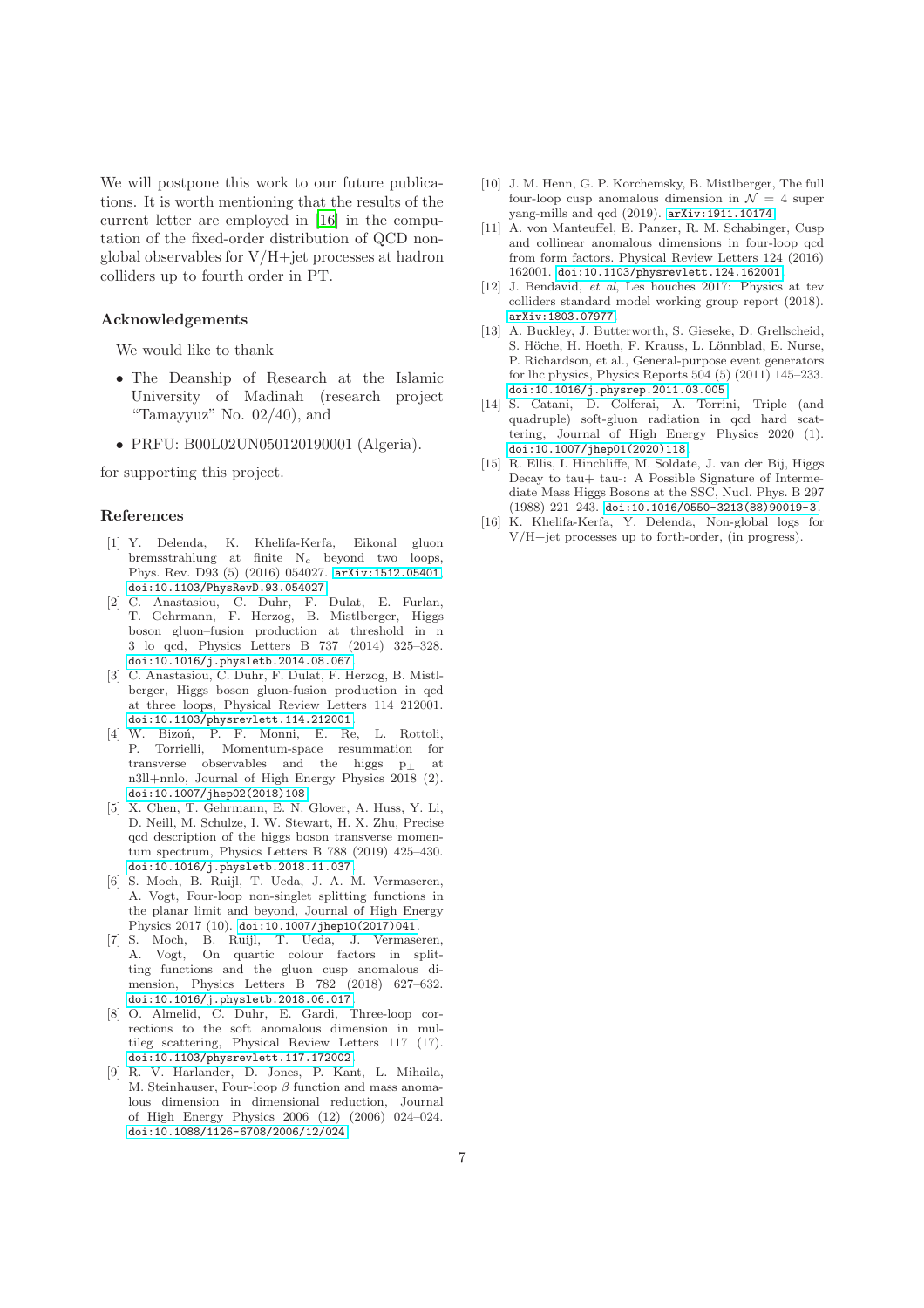We will postpone this work to our future publications. It is worth mentioning that the results of the current letter are employed in [16] in the computation of the fixed-order distribution of QCD non-global observables for V/H+jet processes at hadron colliders up to fourth order in PT.

### Acknowledgements

We would like to thank

- The Deanship of Research at the Islamic University of Madinah (research project "Tamayyuz" No. 02/40), and
- PRFU: B00L02UN050120190001 (Algeria).

for supporting this project.

### References

[1] Y. Delenda, K. Khelifa-Kerfa, Eikonal gluon bremsstrahlung at finite $N_c$ beyond two loops, Phys. Rev. D93 (5) (2016) 054027. arXiv:1512.05401, doi:10.1103/PhysRevD.93.054027.

[2] C. Anastasiou, C. Duhr, F. Dulat, E. Furlan, T. Gehrmann, F. Herzog, B. Mistlberger, Higgs boson gluon–fusion production at threshold in n 3 lo qcd, Physics Letters B 737 (2014) 325–328. doi:10.1016/j.physletb.2014.08.067.

[3] C. Anastasiou, C. Duhr, F. Dulat, F. Herzog, B. Mistlberger, Higgs boson gluon-fusion production in qcd at three loops, Physical Review Letters 114 212001. doi:10.1103/physrevlett.114.212001.

[4] W. Bizoń, P. F. Monni, E. Re, L. Rottoli, P. Torrielli, Momentum-space resummation for transverse observables and the higgs $p_\perp$ at n3ll+nnlo, Journal of High Energy Physics 2018 (2). doi:10.1007/jhep02(2018)108.

[5] X. Chen, T. Gehrmann, E. N. Glover, A. Huss, Y. Li, D. Neill, M. Schulze, I. W. Stewart, H. X. Zhu, Precise qcd description of the higgs boson transverse momentum spectrum, Physics Letters B 788 (2019) 425–430. doi:10.1016/j.physletb.2018.11.037.

[6] S. Moch, B. Ruijl, T. Ueda, J. A. M. Vermaseren, A. Vogt, Four-loop non-singlet splitting functions in the planar limit and beyond, Journal of High Energy Physics 2017 (10). doi:10.1007/jhep10(2017)041.

[7] S. Moch, B. Ruijl, T. Ueda, J. Vermaseren, A. Vogt, On quartic colour factors in splitting functions and the gluon cusp anomalous dimension, Physics Letters B 782 (2018) 627–632. doi:10.1016/j.physletb.2018.06.017.

[8] O. Almelid, C. Duhr, E. Gardi, Three-loop corrections to the soft anomalous dimension in multileg scattering, Physical Review Letters 117 (17). doi:10.1103/physrevlett.117.172002.

[9] R. V. Harlander, D. Jones, P. Kant, L. Mihaila, M. Steinhauser, Four-loop $\beta$ function and mass anomalous dimension in dimensional reduction, Journal of High Energy Physics 2006 (12) (2006) 024–024. doi:10.1088/1126-6708/2006/12/024.

[10] J. M. Henn, G. P. Korchemsky, B. Mistlberger, The full four-loop cusp anomalous dimension in $\mathcal{N} = 4$ super yang-mills and qcd (2019). arXiv:1911.10174.

[11] A. von Manteuffel, E. Panzer, R. M. Schabinger, Cusp and collinear anomalous dimensions in four-loop qcd from form factors. Physical Review Letters 124 (2016) 162001. doi:10.1103/physrevlett.124.162001.

[12] J. Bendavid, *et al*, Les houches 2017: Physics at tev colliders standard model working group report (2018). arXiv:1803.07977.

[13] A. Buckley, J. Butterworth, S. Gieseke, D. Grellscheid, S. Höche, H. Hoeth, F. Krauss, L. Lönnblad, E. Nurse, P. Richardson, et al., General-purpose event generators for lhc physics, Physics Reports 504 (5) (2011) 145–233. doi:10.1016/j.physrep.2011.03.005.

[14] S. Catani, D. Colferai, A. Torrini, Triple (and quadruple) soft-gluon radiation in qcd hard scattering, Journal of High Energy Physics 2020 (1). doi:10.1007/jhep01(2020)118.

[15] R. Ellis, I. Hinchliffe, M. Soldate, J. van der Bij, Higgs Decay to tau+ tau-: A Possible Signature of Intermediate Mass Higgs Bosons at the SSC, Nucl. Phys. B 297 (1988) 221–243. doi:10.1016/0550-3213(88)90019-3.

[16] K. Khelifa-Kerfa, Y. Delenda, Non-global logs for V/H+jet processes up to forth-order, (in progress).